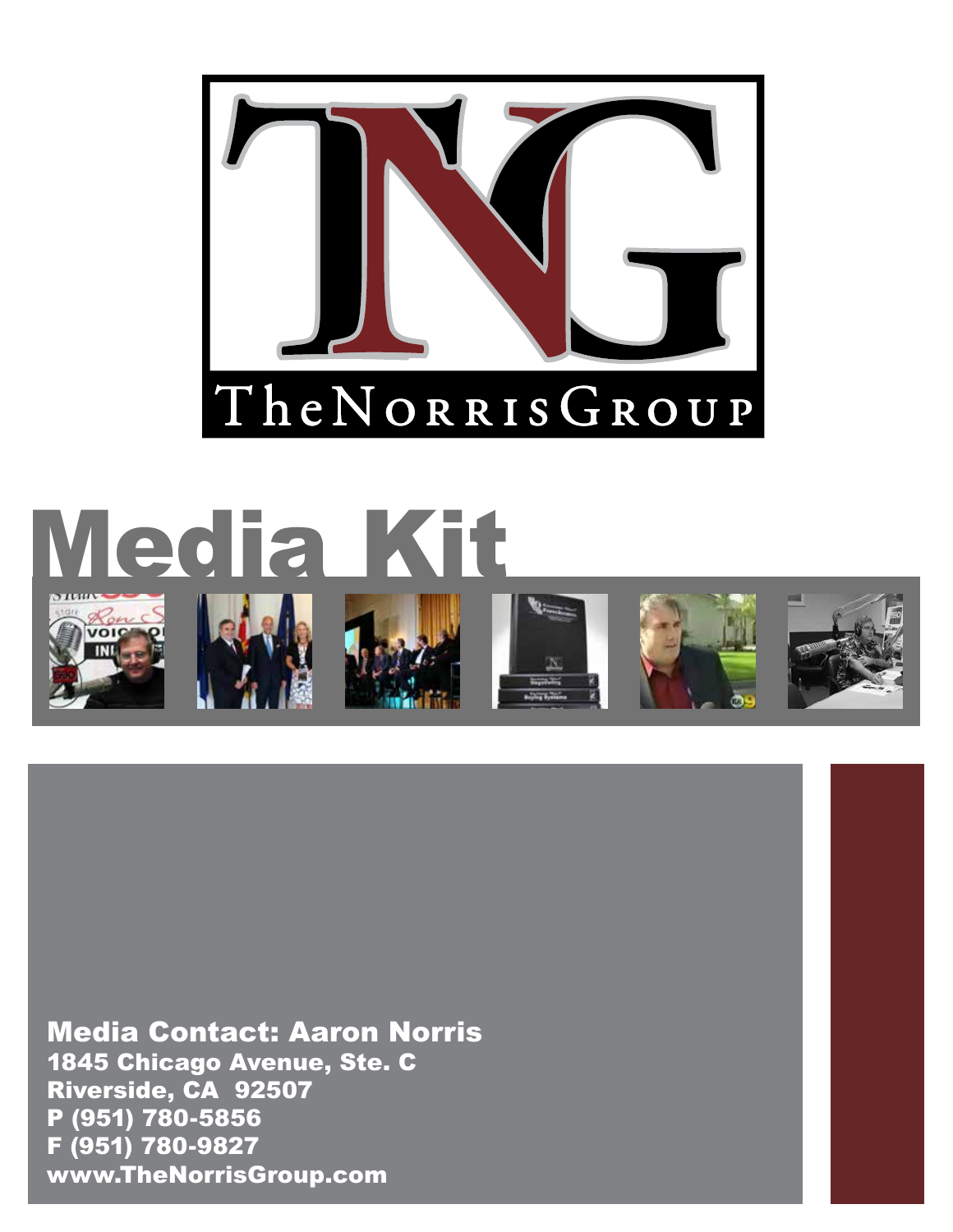# TheNorrisGroup

# Media Kit

**Media Contact: Aaron Norris**
**1845 Chicago Avenue, Ste. C**
**Riverside, CA 92507**
**P (951) 780-5856**
**F (951) 780-9827**
**www.TheNorrisGroup.com**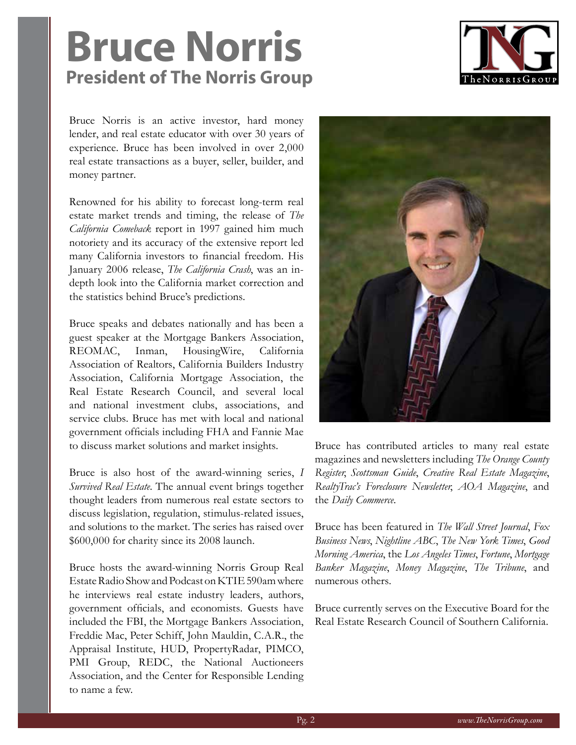# Bruce Norris

## President of The Norris Group

Bruce Norris is an active investor, hard money lender, and real estate educator with over 30 years of experience. Bruce has been involved in over 2,000 real estate transactions as a buyer, seller, builder, and money partner.

Renowned for his ability to forecast long-term real estate market trends and timing, the release of *The California Comeback* report in 1997 gained him much notoriety and its accuracy of the extensive report led many California investors to financial freedom. His January 2006 release, *The California Crash*, was an in-depth look into the California market correction and the statistics behind Bruce's predictions.

Bruce speaks and debates nationally and has been a guest speaker at the Mortgage Bankers Association, REOMAC, Inman, HousingWire, California Association of Realtors, California Builders Industry Association, California Mortgage Association, the Real Estate Research Council, and several local and national investment clubs, associations, and service clubs. Bruce has met with local and national government officials including FHA and Fannie Mae to discuss market solutions and market insights.

Bruce is also host of the award-winning series, *I Survived Real Estate*. The annual event brings together thought leaders from numerous real estate sectors to discuss legislation, regulation, stimulus-related issues, and solutions to the market. The series has raised over $600,000 for charity since its 2008 launch.

Bruce hosts the award-winning Norris Group Real Estate Radio Show and Podcast on KTIE 590am where he interviews real estate industry leaders, authors, government officials, and economists. Guests have included the FBI, the Mortgage Bankers Association, Freddie Mac, Peter Schiff, John Mauldin, C.A.R., the Appraisal Institute, HUD, PropertyRadar, PIMCO, PMI Group, REDC, the National Auctioneers Association, and the Center for Responsible Lending to name a few.

Bruce has contributed articles to many real estate magazines and newsletters including *The Orange County Register*, *Scottsman Guide*, *Creative Real Estate Magazine*, *RealtyTrac's Foreclosure Newsletter*, *AOA Magazine*, and the *Daily Commerce*.

Bruce has been featured in *The Wall Street Journal*, *Fox Business News*, *Nightline ABC*, *The New York Times*, *Good Morning America*, the *Los Angeles Times*, *Fortune*, *Mortgage Banker Magazine*, *Money Magazine*, *The Tribune*, and numerous others.

Bruce currently serves on the Executive Board for the Real Estate Research Council of Southern California.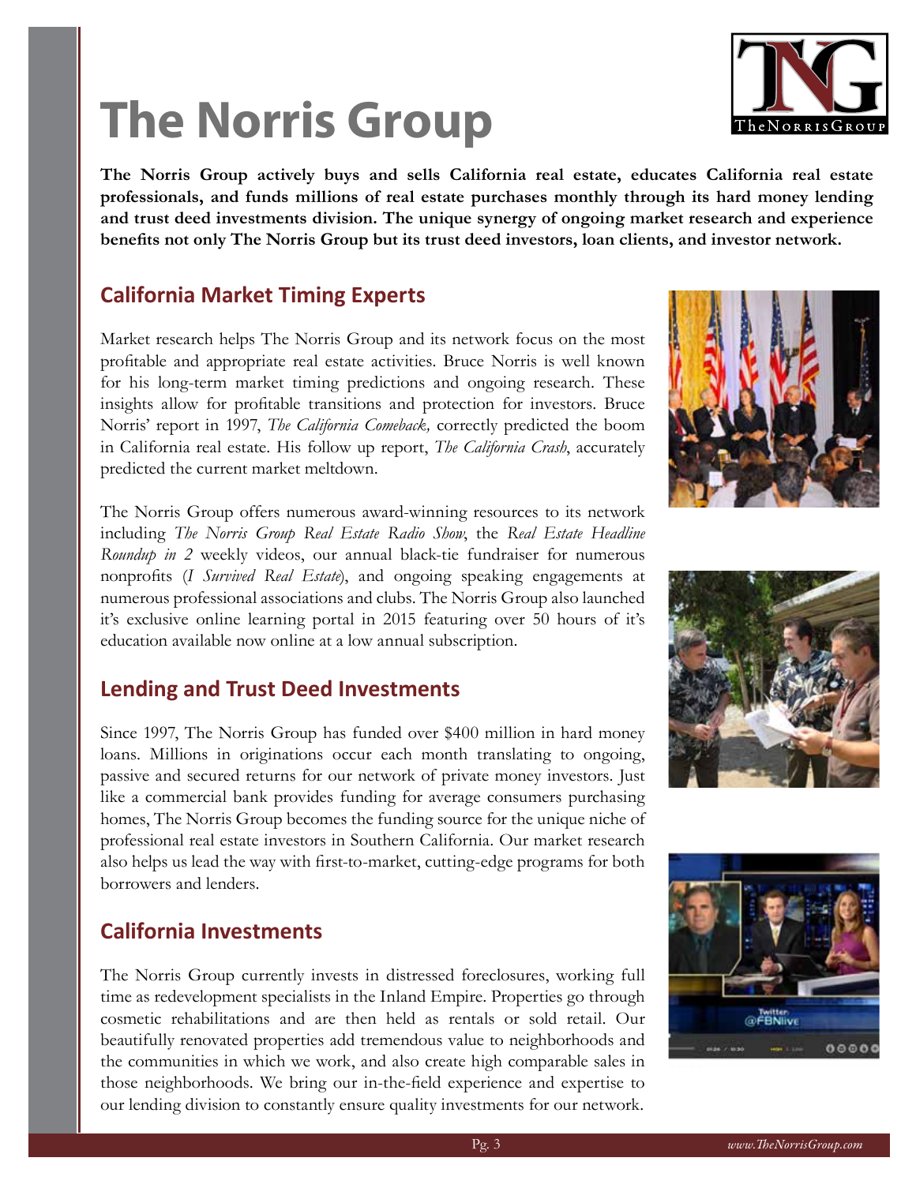# The Norris Group

**The Norris Group actively buys and sells California real estate, educates California real estate professionals, and funds millions of real estate purchases monthly through its hard money lending and trust deed investments division. The unique synergy of ongoing market research and experience benefits not only The Norris Group but its trust deed investors, loan clients, and investor network.**

## California Market Timing Experts

Market research helps The Norris Group and its network focus on the most profitable and appropriate real estate activities. Bruce Norris is well known for his long-term market timing predictions and ongoing research. These insights allow for profitable transitions and protection for investors. Bruce Norris' report in 1997, *The California Comeback,* correctly predicted the boom in California real estate. His follow up report, *The California Crash*, accurately predicted the current market meltdown.

The Norris Group offers numerous award-winning resources to its network including *The Norris Group Real Estate Radio Show*, the *Real Estate Headline Roundup in 2* weekly videos, our annual black-tie fundraiser for numerous nonprofits (*I Survived Real Estate*), and ongoing speaking engagements at numerous professional associations and clubs. The Norris Group also launched it's exclusive online learning portal in 2015 featuring over 50 hours of it's education available now online at a low annual subscription.

## Lending and Trust Deed Investments

Since 1997, The Norris Group has funded over $400 million in hard money loans. Millions in originations occur each month translating to ongoing, passive and secured returns for our network of private money investors. Just like a commercial bank provides funding for average consumers purchasing homes, The Norris Group becomes the funding source for the unique niche of professional real estate investors in Southern California. Our market research also helps us lead the way with first-to-market, cutting-edge programs for both borrowers and lenders.

## California Investments

The Norris Group currently invests in distressed foreclosures, working full time as redevelopment specialists in the Inland Empire. Properties go through cosmetic rehabilitations and are then held as rentals or sold retail. Our beautifully renovated properties add tremendous value to neighborhoods and the communities in which we work, and also create high comparable sales in those neighborhoods. We bring our in-the-field experience and expertise to our lending division to constantly ensure quality investments for our network.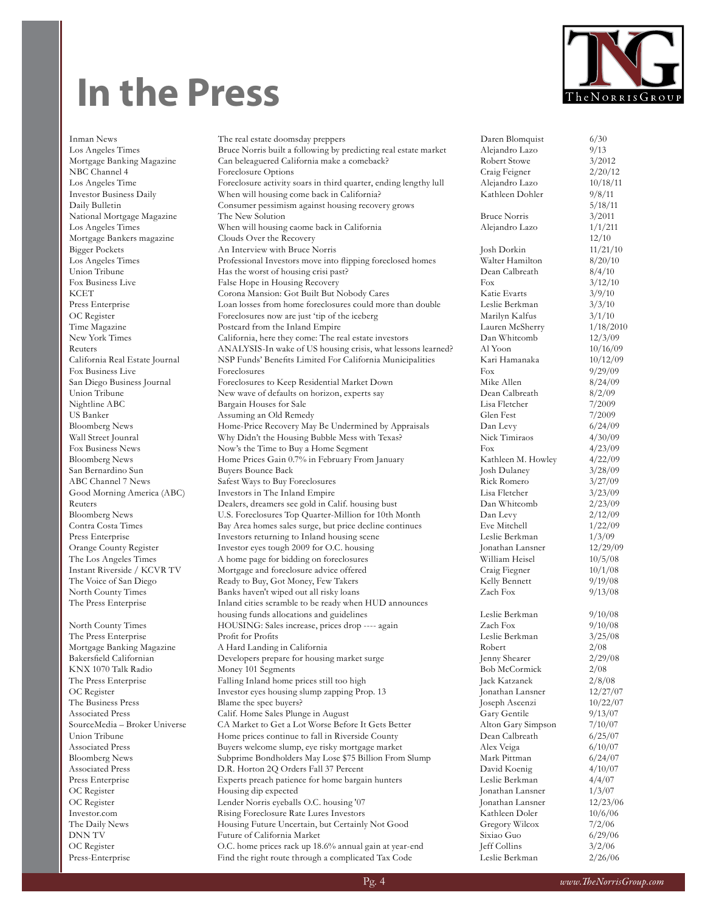# In the Press

| Publication | Title | Author | Date |
|---|---|---|---|
| Inman News | The real estate doomsday preppers | Daren Blomquist | 6/30 |
| Los Angeles Times | Bruce Norris built a following by predicting real estate market | Alejandro Lazo | 9/13 |
| Mortgage Banking Magazine | Can beleaguered California make a comeback? | Robert Stowe | 3/2012 |
| NBC Channel 4 | Foreclosure Options | Craig Feigner | 2/20/12 |
| Los Angeles Time | Foreclosure activity soars in third quarter, ending lengthy lull | Alejandro Lazo | 10/18/11 |
| Investor Business Daily | When will housing come back in California? | Kathleen Dohler | 9/8/11 |
| Daily Bulletin | Consumer pessimism against housing recovery grows | | 5/18/11 |
| National Mortgage Magazine | The New Solution | Bruce Norris | 3/2011 |
| Los Angeles Times | When will housing caome back in California | Alejandro Lazo | 1/1/211 |
| Mortgage Bankers magazine | Clouds Over the Recovery | | 12/10 |
| Bigger Pockets | An Interview with Bruce Norris | Josh Dorkin | 11/21/10 |
| Los Angeles Times | Professional Investors move into flipping foreclosed homes | Walter Hamilton | 8/20/10 |
| Union Tribune | Has the worst of housing crisi past? | Dean Calbreath | 8/4/10 |
| Fox Business Live | False Hope in Housing Recovery | Fox | 3/12/10 |
| KCET | Corona Mansion: Got Built But Nobody Cares | Katie Evarts | 3/9/10 |
| Press Enterprise | Loan losses from home foreclosures could more than double | Leslie Berkman | 3/3/10 |
| OC Register | Foreclosures now are just 'tip of the iceberg | Marilyn Kalfus | 3/1/10 |
| Time Magazine | Postcard from the Inland Empire | Lauren McSherry | 1/18/2010 |
| New York Times | California, here they come: The real estate investors | Dan Whitcomb | 12/3/09 |
| Reuters | ANALYSIS-In wake of US housing crisis, what lessons learned? | Al Yoon | 10/16/09 |
| California Real Estate Journal | NSP Funds' Benefits Limited For California Municipalities | Kari Hamanaka | 10/12/09 |
| Fox Business Live | Foreclosures | Fox | 9/29/09 |
| San Diego Business Journal | Foreclosures to Keep Residential Market Down | Mike Allen | 8/24/09 |
| Union Tribune | New wave of defaults on horizon, experts say | Dean Calbreath | 8/2/09 |
| Nightline ABC | Bargain Houses for Sale | Lisa Fletcher | 7/2009 |
| US Banker | Assuming an Old Remedy | Glen Fest | 7/2009 |
| Bloomberg News | Home-Price Recovery May Be Undermined by Appraisals | Dan Levy | 6/24/09 |
| Wall Street Jounral | Why Didn't the Housing Bubble Mess with Texas? | Nick Timiraos | 4/30/09 |
| Fox Business News | Now's the Time to Buy a Home Segment | Fox | 4/23/09 |
| Bloomberg News | Home Prices Gain 0.7% in February From January | Kathleen M. Howley | 4/22/09 |
| San Bernardino Sun | Buyers Bounce Back | Josh Dulaney | 3/28/09 |
| ABC Channel 7 News | Safest Ways to Buy Foreclosures | Rick Romero | 3/27/09 |
| Good Morning America (ABC) | Investors in The Inland Empire | Lisa Fletcher | 3/23/09 |
| Reuters | Dealers, dreamers see gold in Calif. housing bust | Dan Whitcomb | 2/23/09 |
| Bloomberg News | U.S. Foreclosures Top Quarter-Million for 10th Month | Dan Levy | 2/12/09 |
| Contra Costa Times | Bay Area homes sales surge, but price decline continues | Eve Mitchell | 1/22/09 |
| Press Enterprise | Investors returning to Inland housing scene | Leslie Berkman | 1/3/09 |
| Orange County Register | Investor eyes tough 2009 for O.C. housing | Jonathan Lansner | 12/29/09 |
| The Los Angeles Times | A home page for bidding on foreclosures | William Heisel | 10/5/08 |
| Instant Riverside / KCVR TV | Mortgage and foreclosure advice offered | Craig Fiegner | 10/1/08 |
| The Voice of San Diego | Ready to Buy, Got Money, Few Takers | Kelly Bennett | 9/19/08 |
| North County Times | Banks haven't wiped out all risky loans | Zach Fox | 9/13/08 |
| The Press Enterprise | Inland cities scramble to be ready when HUD announces housing funds allocations and guidelines | Leslie Berkman | 9/10/08 |
| North County Times | HOUSING: Sales increase, prices drop ---- again | Zach Fox | 9/10/08 |
| The Press Enterprise | Profit for Profits | Leslie Berkman | 3/25/08 |
| Mortgage Banking Magazine | A Hard Landing in California | Robert | 2/08 |
| Bakersfield Californian | Developers prepare for housing market surge | Jenny Shearer | 2/29/08 |
| KNX 1070 Talk Radio | Money 101 Segments | Bob McCormick | 2/08 |
| The Press Enterprise | Falling Inland home prices still too high | Jack Katzanek | 2/8/08 |
| OC Register | Investor eyes housing slump zapping Prop. 13 | Jonathan Lansner | 12/27/07 |
| The Business Press | Blame the spec buyers? | Joseph Ascenzi | 10/22/07 |
| Associated Press | Calif. Home Sales Plunge in August | Gary Gentile | 9/13/07 |
| SourceMedia – Broker Universe | CA Market to Get a Lot Worse Before It Gets Better | Alton Gary Simpson | 7/10/07 |
| Union Tribune | Home prices continue to fall in Riverside County | Dean Calbreath | 6/25/07 |
| Associated Press | Buyers welcome slump, eye risky mortgage market | Alex Veiga | 6/10/07 |
| Bloomberg News | Subprime Bondholders May Lose $75 Billion From Slump | Mark Pittman | 6/24/07 |
| Associated Press | D.R. Horton 2Q Orders Fall 37 Percent | David Koenig | 4/10/07 |
| Press Enterprise | Experts preach patience for home bargain hunters | Leslie Berkman | 4/4/07 |
| OC Register | Housing dip expected | Jonathan Lansner | 1/3/07 |
| OC Register | Lender Norris eyeballs O.C. housing '07 | Jonathan Lansner | 12/23/06 |
| Investor.com | Rising Foreclosure Rate Lures Investors | Kathleen Doler | 10/6/06 |
| The Daily News | Housing Future Uncertain, but Certainly Not Good | Gregory Wilcox | 7/2/06 |
| DNN TV | Future of California Market | Sixiao Guo | 6/29/06 |
| OC Register | O.C. home prices rack up 18.6% annual gain at year-end | Jeff Collins | 3/2/06 |
| Press-Enterprise | Find the right route through a complicated Tax Code | Leslie Berkman | 2/26/06 |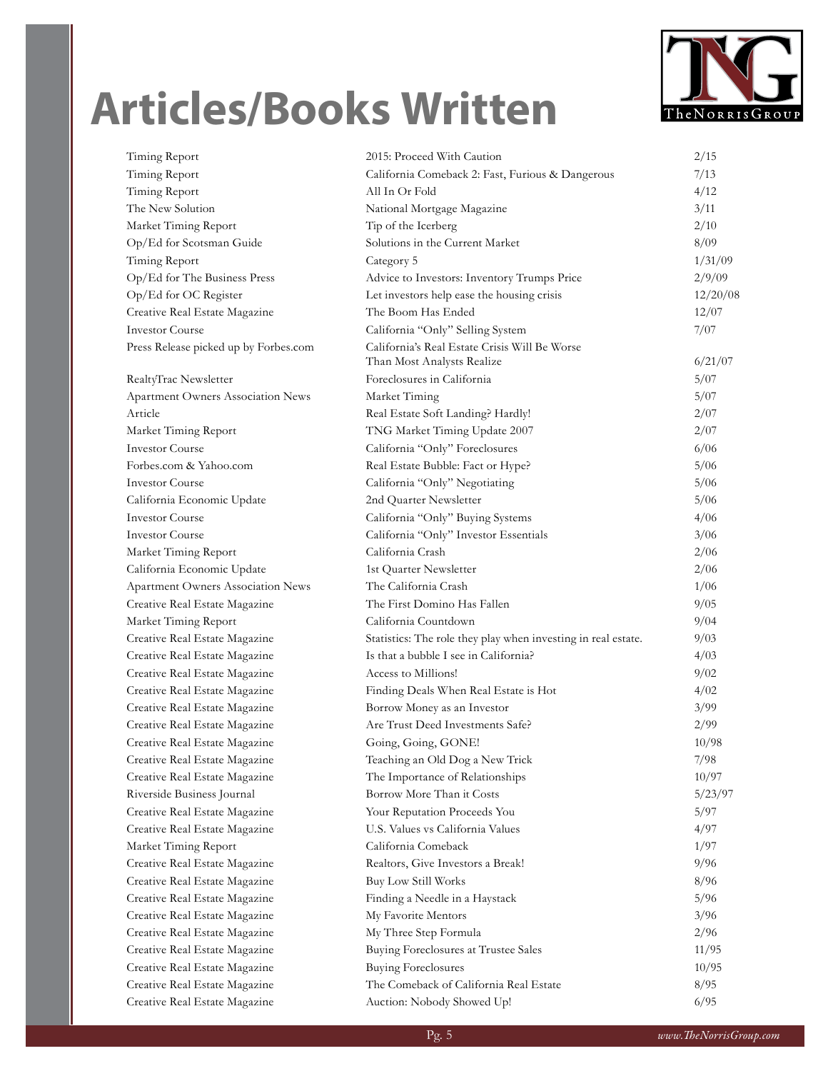# Articles/Books Written

| | | |
|---|---|---|
| Timing Report | 2015: Proceed With Caution | 2/15 |
| Timing Report | California Comeback 2: Fast, Furious & Dangerous | 7/13 |
| Timing Report | All In Or Fold | 4/12 |
| The New Solution | National Mortgage Magazine | 3/11 |
| Market Timing Report | Tip of the Icerberg | 2/10 |
| Op/Ed for Scotsman Guide | Solutions in the Current Market | 8/09 |
| Timing Report | Category 5 | 1/31/09 |
| Op/Ed for The Business Press | Advice to Investors: Inventory Trumps Price | 2/9/09 |
| Op/Ed for OC Register | Let investors help ease the housing crisis | 12/20/08 |
| Creative Real Estate Magazine | The Boom Has Ended | 12/07 |
| Investor Course | California "Only" Selling System | 7/07 |
| Press Release picked up by Forbes.com | California's Real Estate Crisis Will Be Worse Than Most Analysts Realize | 6/21/07 |
| RealtyTrac Newsletter | Foreclosures in California | 5/07 |
| Apartment Owners Association News | Market Timing | 5/07 |
| Article | Real Estate Soft Landing? Hardly! | 2/07 |
| Market Timing Report | TNG Market Timing Update 2007 | 2/07 |
| Investor Course | California "Only" Foreclosures | 6/06 |
| Forbes.com & Yahoo.com | Real Estate Bubble: Fact or Hype? | 5/06 |
| Investor Course | California "Only" Negotiating | 5/06 |
| California Economic Update | 2nd Quarter Newsletter | 5/06 |
| Investor Course | California "Only" Buying Systems | 4/06 |
| Investor Course | California "Only" Investor Essentials | 3/06 |
| Market Timing Report | California Crash | 2/06 |
| California Economic Update | 1st Quarter Newsletter | 2/06 |
| Apartment Owners Association News | The California Crash | 1/06 |
| Creative Real Estate Magazine | The First Domino Has Fallen | 9/05 |
| Market Timing Report | California Countdown | 9/04 |
| Creative Real Estate Magazine | Statistics: The role they play when investing in real estate. | 9/03 |
| Creative Real Estate Magazine | Is that a bubble I see in California? | 4/03 |
| Creative Real Estate Magazine | Access to Millions! | 9/02 |
| Creative Real Estate Magazine | Finding Deals When Real Estate is Hot | 4/02 |
| Creative Real Estate Magazine | Borrow Money as an Investor | 3/99 |
| Creative Real Estate Magazine | Are Trust Deed Investments Safe? | 2/99 |
| Creative Real Estate Magazine | Going, Going, GONE! | 10/98 |
| Creative Real Estate Magazine | Teaching an Old Dog a New Trick | 7/98 |
| Creative Real Estate Magazine | The Importance of Relationships | 10/97 |
| Riverside Business Journal | Borrow More Than it Costs | 5/23/97 |
| Creative Real Estate Magazine | Your Reputation Proceeds You | 5/97 |
| Creative Real Estate Magazine | U.S. Values vs California Values | 4/97 |
| Market Timing Report | California Comeback | 1/97 |
| Creative Real Estate Magazine | Realtors, Give Investors a Break! | 9/96 |
| Creative Real Estate Magazine | Buy Low Still Works | 8/96 |
| Creative Real Estate Magazine | Finding a Needle in a Haystack | 5/96 |
| Creative Real Estate Magazine | My Favorite Mentors | 3/96 |
| Creative Real Estate Magazine | My Three Step Formula | 2/96 |
| Creative Real Estate Magazine | Buying Foreclosures at Trustee Sales | 11/95 |
| Creative Real Estate Magazine | Buying Foreclosures | 10/95 |
| Creative Real Estate Magazine | The Comeback of California Real Estate | 8/95 |
| Creative Real Estate Magazine | Auction: Nobody Showed Up! | 6/95 |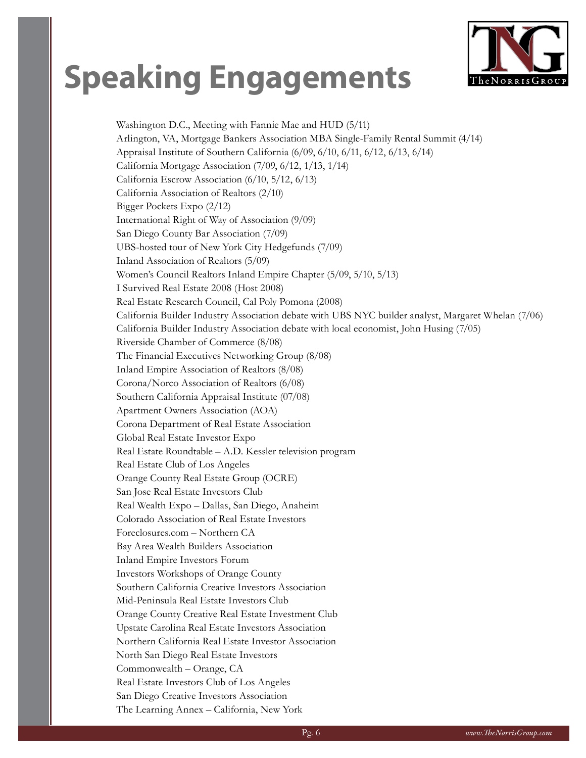# Speaking Engagements

Washington D.C., Meeting with Fannie Mae and HUD (5/11)
Arlington, VA, Mortgage Bankers Association MBA Single-Family Rental Summit (4/14)
Appraisal Institute of Southern California (6/09, 6/10, 6/11, 6/12, 6/13, 6/14)
California Mortgage Association (7/09, 6/12, 1/13, 1/14)
California Escrow Association (6/10, 5/12, 6/13)
California Association of Realtors (2/10)
Bigger Pockets Expo (2/12)
International Right of Way of Association (9/09)
San Diego County Bar Association (7/09)
UBS-hosted tour of New York City Hedgefunds (7/09)
Inland Association of Realtors (5/09)
Women's Council Realtors Inland Empire Chapter (5/09, 5/10, 5/13)
I Survived Real Estate 2008 (Host 2008)
Real Estate Research Council, Cal Poly Pomona (2008)
California Builder Industry Association debate with UBS NYC builder analyst, Margaret Whelan (7/06)
California Builder Industry Association debate with local economist, John Husing (7/05)
Riverside Chamber of Commerce (8/08)
The Financial Executives Networking Group (8/08)
Inland Empire Association of Realtors (8/08)
Corona/Norco Association of Realtors (6/08)
Southern California Appraisal Institute (07/08)
Apartment Owners Association (AOA)
Corona Department of Real Estate Association
Global Real Estate Investor Expo
Real Estate Roundtable – A.D. Kessler television program
Real Estate Club of Los Angeles
Orange County Real Estate Group (OCRE)
San Jose Real Estate Investors Club
Real Wealth Expo – Dallas, San Diego, Anaheim
Colorado Association of Real Estate Investors
Foreclosures.com – Northern CA
Bay Area Wealth Builders Association
Inland Empire Investors Forum
Investors Workshops of Orange County
Southern California Creative Investors Association
Mid-Peninsula Real Estate Investors Club
Orange County Creative Real Estate Investment Club
Upstate Carolina Real Estate Investors Association
Northern California Real Estate Investor Association
North San Diego Real Estate Investors
Commonwealth – Orange, CA
Real Estate Investors Club of Los Angeles
San Diego Creative Investors Association
The Learning Annex – California, New York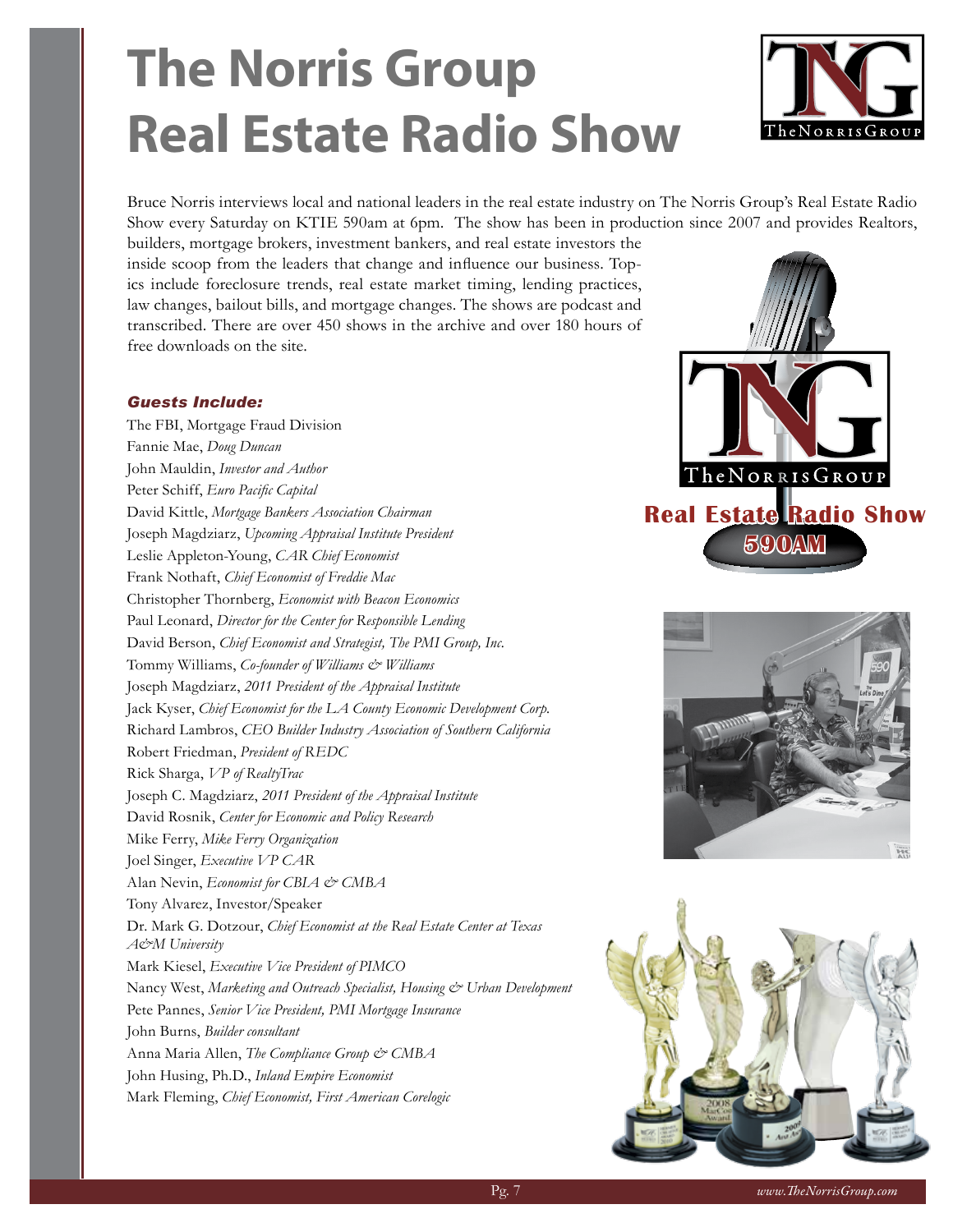# The Norris Group Real Estate Radio Show

Bruce Norris interviews local and national leaders in the real estate industry on The Norris Group's Real Estate Radio Show every Saturday on KTIE 590am at 6pm. The show has been in production since 2007 and provides Realtors, builders, mortgage brokers, investment bankers, and real estate investors the inside scoop from the leaders that change and influence our business. Topics include foreclosure trends, real estate market timing, lending practices, law changes, bailout bills, and mortgage changes. The shows are podcast and transcribed. There are over 450 shows in the archive and over 180 hours of free downloads on the site.

***Guests Include:***

The FBI, Mortgage Fraud Division
Fannie Mae, *Doug Duncan*
John Mauldin, *Investor and Author*
Peter Schiff, *Euro Pacific Capital*
David Kittle, *Mortgage Bankers Association Chairman*
Joseph Magdziarz, *Upcoming Appraisal Institute President*
Leslie Appleton-Young, *CAR Chief Economist*
Frank Nothaft, *Chief Economist of Freddie Mac*
Christopher Thornberg, *Economist with Beacon Economics*
Paul Leonard, *Director for the Center for Responsible Lending*
David Berson, *Chief Economist and Strategist, The PMI Group, Inc.*
Tommy Williams, *Co-founder of Williams & Williams*
Joseph Magdziarz, *2011 President of the Appraisal Institute*
Jack Kyser, *Chief Economist for the LA County Economic Development Corp.*
Richard Lambros, *CEO Builder Industry Association of Southern California*
Robert Friedman, *President of REDC*
Rick Sharga, *VP of RealtyTrac*
Joseph C. Magdziarz, *2011 President of the Appraisal Institute*
David Rosnik, *Center for Economic and Policy Research*
Mike Ferry, *Mike Ferry Organization*
Joel Singer, *Executive VP CAR*
Alan Nevin, *Economist for CBIA & CMBA*
Tony Alvarez, Investor/Speaker
Dr. Mark G. Dotzour, *Chief Economist at the Real Estate Center at Texas A&M University*
Mark Kiesel, *Executive Vice President of PIMCO*
Nancy West, *Marketing and Outreach Specialist, Housing & Urban Development*
Pete Pannes, *Senior Vice President, PMI Mortgage Insurance*
John Burns, *Builder consultant*
Anna Maria Allen, *The Compliance Group & CMBA*
John Husing, Ph.D., *Inland Empire Economist*
Mark Fleming, *Chief Economist, First American Corelogic*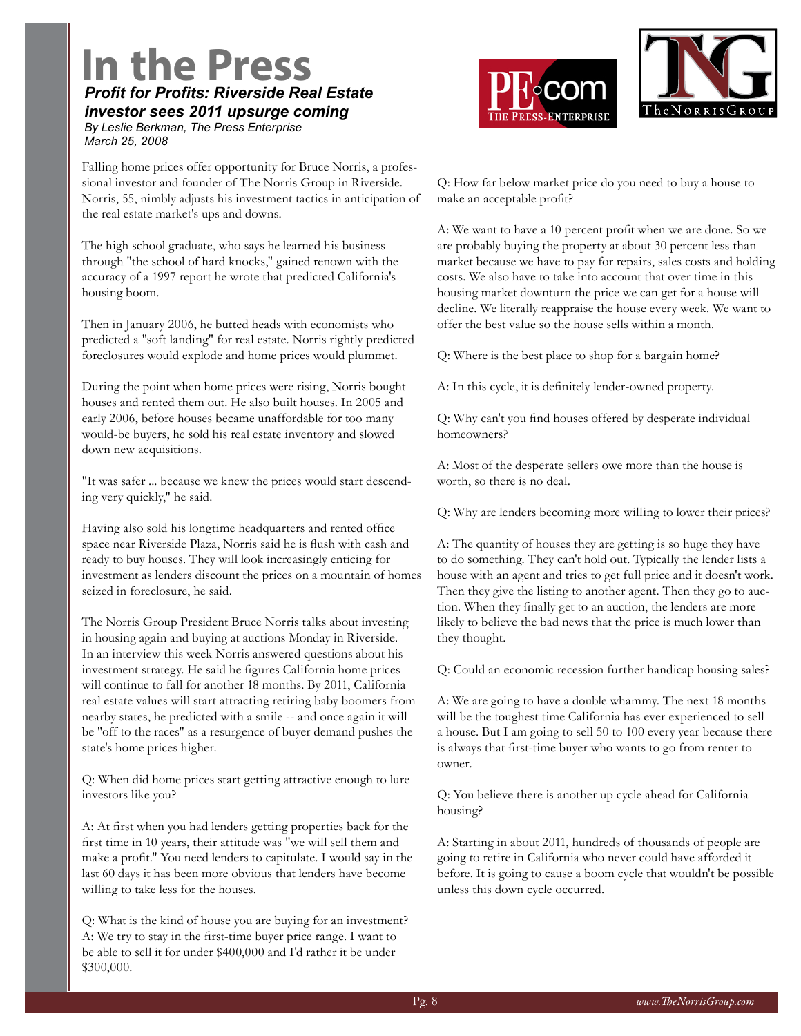# In the Press

***Profit for Profits: Riverside Real Estate investor sees 2011 upsurge coming***

*By Leslie Berkman, The Press Enterprise*
*March 25, 2008*

Falling home prices offer opportunity for Bruce Norris, a professional investor and founder of The Norris Group in Riverside. Norris, 55, nimbly adjusts his investment tactics in anticipation of the real estate market's ups and downs.

The high school graduate, who says he learned his business through "the school of hard knocks," gained renown with the accuracy of a 1997 report he wrote that predicted California's housing boom.

Then in January 2006, he butted heads with economists who predicted a "soft landing" for real estate. Norris rightly predicted foreclosures would explode and home prices would plummet.

During the point when home prices were rising, Norris bought houses and rented them out. He also built houses. In 2005 and early 2006, before houses became unaffordable for too many would-be buyers, he sold his real estate inventory and slowed down new acquisitions.

"It was safer ... because we knew the prices would start descending very quickly," he said.

Having also sold his longtime headquarters and rented office space near Riverside Plaza, Norris said he is flush with cash and ready to buy houses. They will look increasingly enticing for investment as lenders discount the prices on a mountain of homes seized in foreclosure, he said.

The Norris Group President Bruce Norris talks about investing in housing again and buying at auctions Monday in Riverside. In an interview this week Norris answered questions about his investment strategy. He said he figures California home prices will continue to fall for another 18 months. By 2011, California real estate values will start attracting retiring baby boomers from nearby states, he predicted with a smile -- and once again it will be "off to the races" as a resurgence of buyer demand pushes the state's home prices higher.

Q: When did home prices start getting attractive enough to lure investors like you?

A: At first when you had lenders getting properties back for the first time in 10 years, their attitude was "we will sell them and make a profit." You need lenders to capitulate. I would say in the last 60 days it has been more obvious that lenders have become willing to take less for the houses.

Q: What is the kind of house you are buying for an investment?
A: We try to stay in the first-time buyer price range. I want to be able to sell it for under $400,000 and I'd rather it be under $300,000.

Q: How far below market price do you need to buy a house to make an acceptable profit?

A: We want to have a 10 percent profit when we are done. So we are probably buying the property at about 30 percent less than market because we have to pay for repairs, sales costs and holding costs. We also have to take into account that over time in this housing market downturn the price we can get for a house will decline. We literally reappraise the house every week. We want to offer the best value so the house sells within a month.

Q: Where is the best place to shop for a bargain home?

A: In this cycle, it is definitely lender-owned property.

Q: Why can't you find houses offered by desperate individual homeowners?

A: Most of the desperate sellers owe more than the house is worth, so there is no deal.

Q: Why are lenders becoming more willing to lower their prices?

A: The quantity of houses they are getting is so huge they have to do something. They can't hold out. Typically the lender lists a house with an agent and tries to get full price and it doesn't work. Then they give the listing to another agent. Then they go to auction. When they finally get to an auction, the lenders are more likely to believe the bad news that the price is much lower than they thought.

Q: Could an economic recession further handicap housing sales?

A: We are going to have a double whammy. The next 18 months will be the toughest time California has ever experienced to sell a house. But I am going to sell 50 to 100 every year because there is always that first-time buyer who wants to go from renter to owner.

Q: You believe there is another up cycle ahead for California housing?

A: Starting in about 2011, hundreds of thousands of people are going to retire in California who never could have afforded it before. It is going to cause a boom cycle that wouldn't be possible unless this down cycle occurred.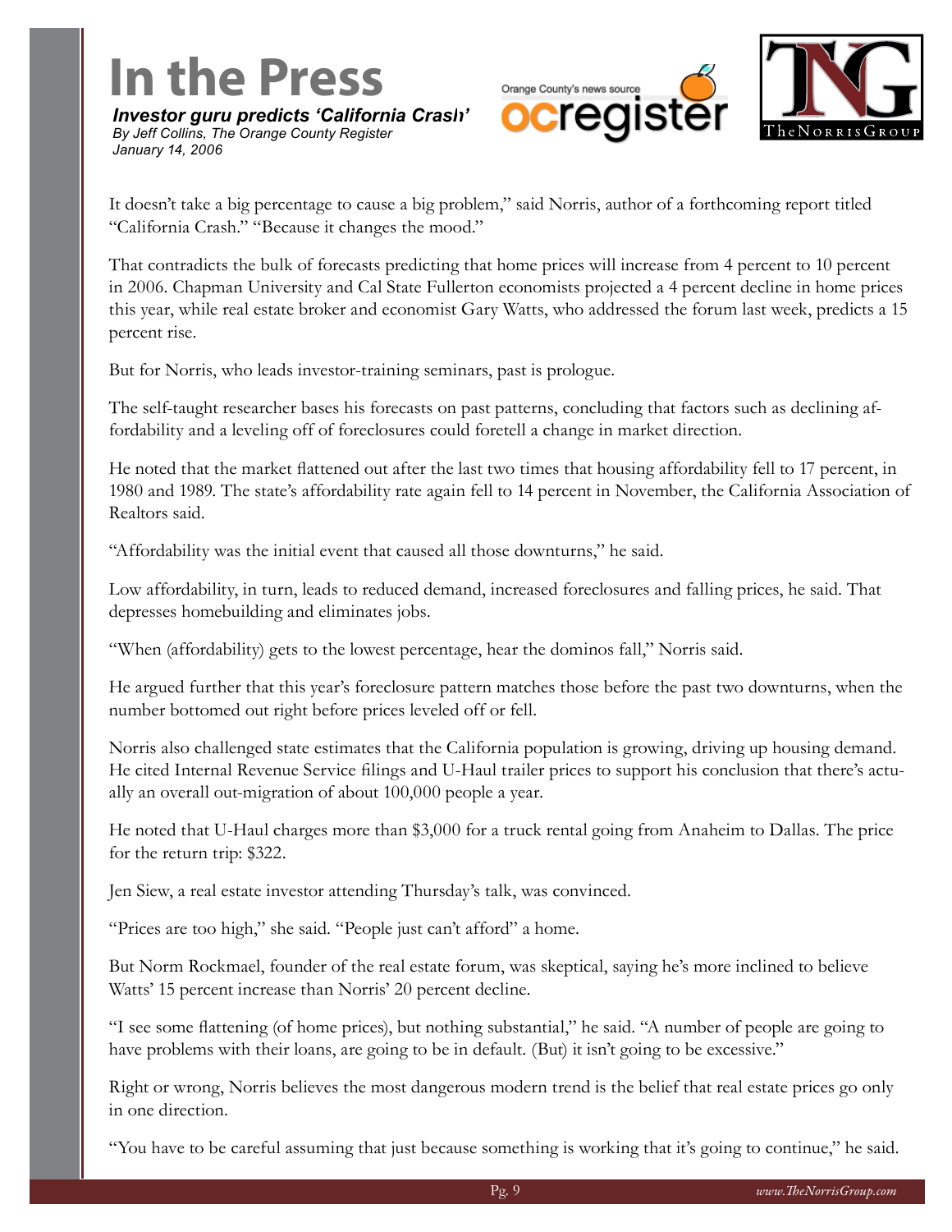# In the Press

***Investor guru predicts 'California Crash'***

*By Jeff Collins, The Orange County Register*
*January 14, 2006*

It doesn't take a big percentage to cause a big problem," said Norris, author of a forthcoming report titled "California Crash." "Because it changes the mood."

That contradicts the bulk of forecasts predicting that home prices will increase from 4 percent to 10 percent in 2006. Chapman University and Cal State Fullerton economists projected a 4 percent decline in home prices this year, while real estate broker and economist Gary Watts, who addressed the forum last week, predicts a 15 percent rise.

But for Norris, who leads investor-training seminars, past is prologue.

The self-taught researcher bases his forecasts on past patterns, concluding that factors such as declining affordability and a leveling off of foreclosures could foretell a change in market direction.

He noted that the market flattened out after the last two times that housing affordability fell to 17 percent, in 1980 and 1989. The state's affordability rate again fell to 14 percent in November, the California Association of Realtors said.

"Affordability was the initial event that caused all those downturns," he said.

Low affordability, in turn, leads to reduced demand, increased foreclosures and falling prices, he said. That depresses homebuilding and eliminates jobs.

"When (affordability) gets to the lowest percentage, hear the dominos fall," Norris said.

He argued further that this year's foreclosure pattern matches those before the past two downturns, when the number bottomed out right before prices leveled off or fell.

Norris also challenged state estimates that the California population is growing, driving up housing demand. He cited Internal Revenue Service filings and U-Haul trailer prices to support his conclusion that there's actually an overall out-migration of about 100,000 people a year.

He noted that U-Haul charges more than $3,000 for a truck rental going from Anaheim to Dallas. The price for the return trip: $322.

Jen Siew, a real estate investor attending Thursday's talk, was convinced.

"Prices are too high," she said. "People just can't afford" a home.

But Norm Rockmael, founder of the real estate forum, was skeptical, saying he's more inclined to believe Watts' 15 percent increase than Norris' 20 percent decline.

"I see some flattening (of home prices), but nothing substantial," he said. "A number of people are going to have problems with their loans, are going to be in default. (But) it isn't going to be excessive."

Right or wrong, Norris believes the most dangerous modern trend is the belief that real estate prices go only in one direction.

"You have to be careful assuming that just because something is working that it's going to continue," he said.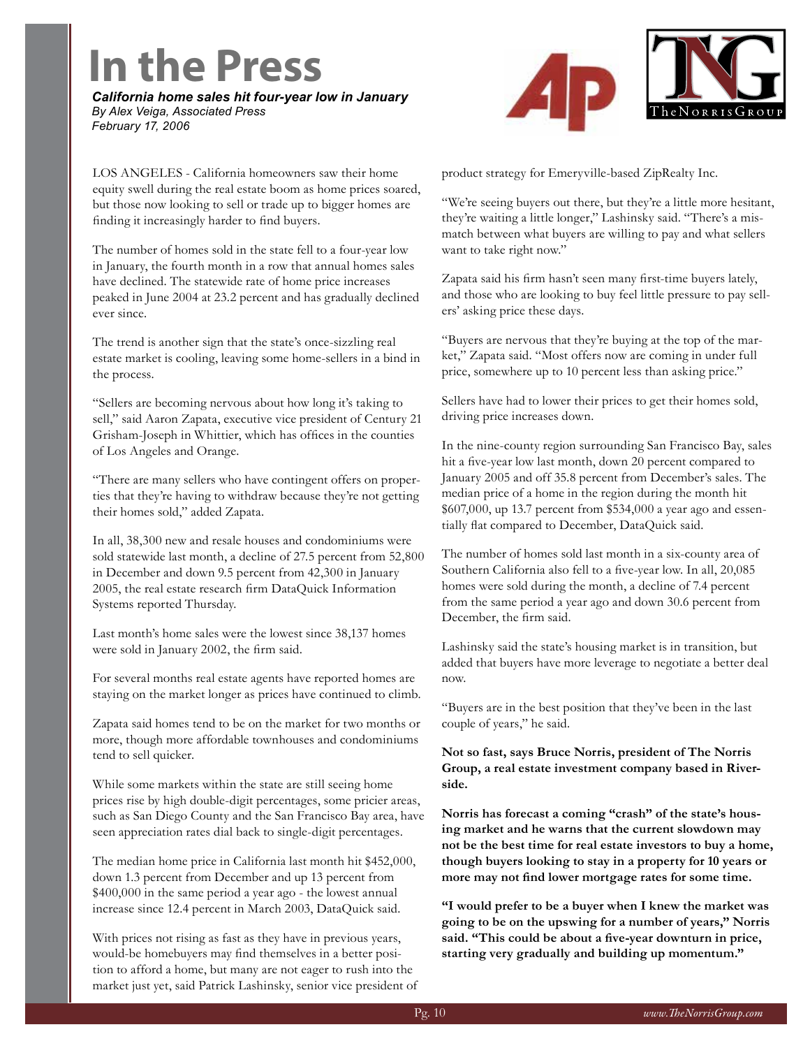# In the Press

***California home sales hit four-year low in January***
*By Alex Veiga, Associated Press*
*February 17, 2006*

LOS ANGELES - California homeowners saw their home equity swell during the real estate boom as home prices soared, but those now looking to sell or trade up to bigger homes are finding it increasingly harder to find buyers.

The number of homes sold in the state fell to a four-year low in January, the fourth month in a row that annual homes sales have declined. The statewide rate of home price increases peaked in June 2004 at 23.2 percent and has gradually declined ever since.

The trend is another sign that the state's once-sizzling real estate market is cooling, leaving some home-sellers in a bind in the process.

"Sellers are becoming nervous about how long it's taking to sell," said Aaron Zapata, executive vice president of Century 21 Grisham-Joseph in Whittier, which has offices in the counties of Los Angeles and Orange.

"There are many sellers who have contingent offers on properties that they're having to withdraw because they're not getting their homes sold," added Zapata.

In all, 38,300 new and resale houses and condominiums were sold statewide last month, a decline of 27.5 percent from 52,800 in December and down 9.5 percent from 42,300 in January 2005, the real estate research firm DataQuick Information Systems reported Thursday.

Last month's home sales were the lowest since 38,137 homes were sold in January 2002, the firm said.

For several months real estate agents have reported homes are staying on the market longer as prices have continued to climb.

Zapata said homes tend to be on the market for two months or more, though more affordable townhouses and condominiums tend to sell quicker.

While some markets within the state are still seeing home prices rise by high double-digit percentages, some pricier areas, such as San Diego County and the San Francisco Bay area, have seen appreciation rates dial back to single-digit percentages.

The median home price in California last month hit $452,000, down 1.3 percent from December and up 13 percent from $400,000 in the same period a year ago - the lowest annual increase since 12.4 percent in March 2003, DataQuick said.

With prices not rising as fast as they have in previous years, would-be homebuyers may find themselves in a better position to afford a home, but many are not eager to rush into the market just yet, said Patrick Lashinsky, senior vice president of product strategy for Emeryville-based ZipRealty Inc.

"We're seeing buyers out there, but they're a little more hesitant, they're waiting a little longer," Lashinsky said. "There's a mismatch between what buyers are willing to pay and what sellers want to take right now."

Zapata said his firm hasn't seen many first-time buyers lately, and those who are looking to buy feel little pressure to pay sellers' asking price these days.

"Buyers are nervous that they're buying at the top of the market," Zapata said. "Most offers now are coming in under full price, somewhere up to 10 percent less than asking price."

Sellers have had to lower their prices to get their homes sold, driving price increases down.

In the nine-county region surrounding San Francisco Bay, sales hit a five-year low last month, down 20 percent compared to January 2005 and off 35.8 percent from December's sales. The median price of a home in the region during the month hit $607,000, up 13.7 percent from $534,000 a year ago and essentially flat compared to December, DataQuick said.

The number of homes sold last month in a six-county area of Southern California also fell to a five-year low. In all, 20,085 homes were sold during the month, a decline of 7.4 percent from the same period a year ago and down 30.6 percent from December, the firm said.

Lashinsky said the state's housing market is in transition, but added that buyers have more leverage to negotiate a better deal now.

"Buyers are in the best position that they've been in the last couple of years," he said.

**Not so fast, says Bruce Norris, president of The Norris Group, a real estate investment company based in Riverside.**

**Norris has forecast a coming "crash" of the state's housing market and he warns that the current slowdown may not be the best time for real estate investors to buy a home, though buyers looking to stay in a property for 10 years or more may not find lower mortgage rates for some time.**

**"I would prefer to be a buyer when I knew the market was going to be on the upswing for a number of years," Norris said. "This could be about a five-year downturn in price, starting very gradually and building up momentum."**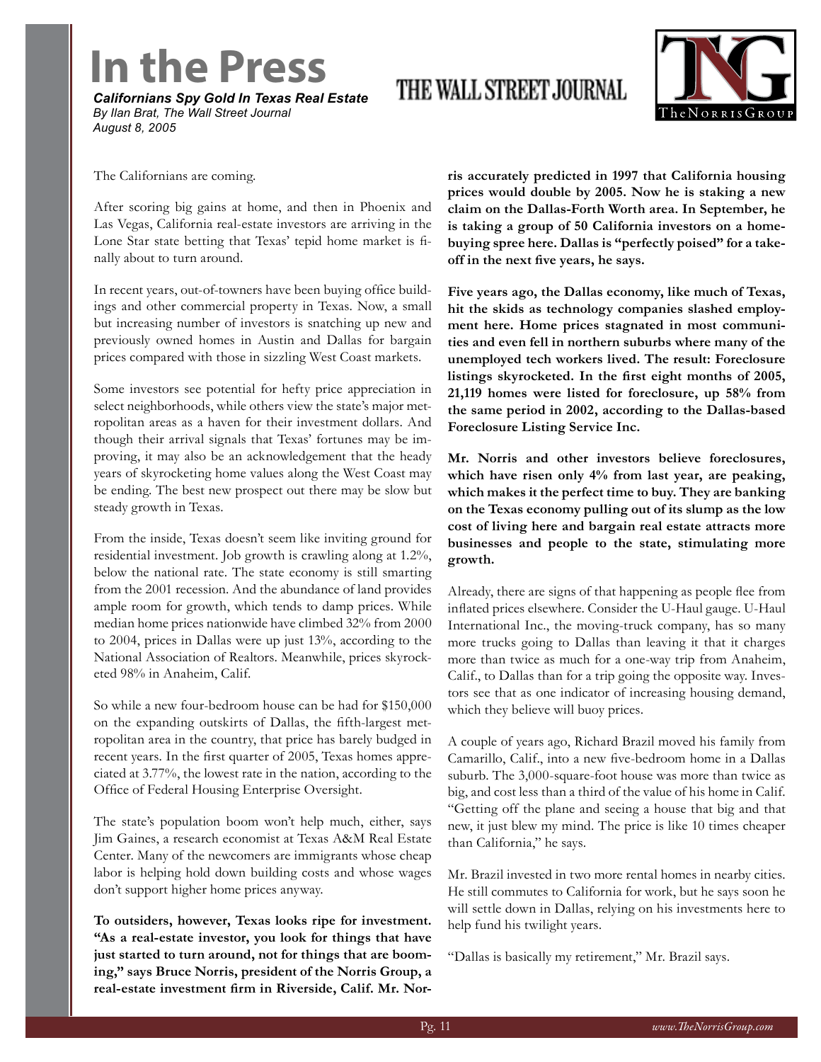# In the Press

***Californians Spy Gold In Texas Real Estate***
*By Ilan Brat, The Wall Street Journal*
*August 8, 2005*

THE WALL STREET JOURNAL

The Californians are coming.

After scoring big gains at home, and then in Phoenix and Las Vegas, California real-estate investors are arriving in the Lone Star state betting that Texas' tepid home market is finally about to turn around.

In recent years, out-of-towners have been buying office buildings and other commercial property in Texas. Now, a small but increasing number of investors is snatching up new and previously owned homes in Austin and Dallas for bargain prices compared with those in sizzling West Coast markets.

Some investors see potential for hefty price appreciation in select neighborhoods, while others view the state's major metropolitan areas as a haven for their investment dollars. And though their arrival signals that Texas' fortunes may be improving, it may also be an acknowledgement that the heady years of skyrocketing home values along the West Coast may be ending. The best new prospect out there may be slow but steady growth in Texas.

From the inside, Texas doesn't seem like inviting ground for residential investment. Job growth is crawling along at 1.2%, below the national rate. The state economy is still smarting from the 2001 recession. And the abundance of land provides ample room for growth, which tends to damp prices. While median home prices nationwide have climbed 32% from 2000 to 2004, prices in Dallas were up just 13%, according to the National Association of Realtors. Meanwhile, prices skyrocketed 98% in Anaheim, Calif.

So while a new four-bedroom house can be had for $150,000 on the expanding outskirts of Dallas, the fifth-largest metropolitan area in the country, that price has barely budged in recent years. In the first quarter of 2005, Texas homes appreciated at 3.77%, the lowest rate in the nation, according to the Office of Federal Housing Enterprise Oversight.

The state's population boom won't help much, either, says Jim Gaines, a research economist at Texas A&M Real Estate Center. Many of the newcomers are immigrants whose cheap labor is helping hold down building costs and whose wages don't support higher home prices anyway.

**To outsiders, however, Texas looks ripe for investment. "As a real-estate investor, you look for things that have just started to turn around, not for things that are booming," says Bruce Norris, president of the Norris Group, a real-estate investment firm in Riverside, Calif. Mr. Norris accurately predicted in 1997 that California housing prices would double by 2005. Now he is staking a new claim on the Dallas-Forth Worth area. In September, he is taking a group of 50 California investors on a home-buying spree here. Dallas is "perfectly poised" for a take-off in the next five years, he says.**

**Five years ago, the Dallas economy, like much of Texas, hit the skids as technology companies slashed employment here. Home prices stagnated in most communities and even fell in northern suburbs where many of the unemployed tech workers lived. The result: Foreclosure listings skyrocketed. In the first eight months of 2005, 21,119 homes were listed for foreclosure, up 58% from the same period in 2002, according to the Dallas-based Foreclosure Listing Service Inc.**

**Mr. Norris and other investors believe foreclosures, which have risen only 4% from last year, are peaking, which makes it the perfect time to buy. They are banking on the Texas economy pulling out of its slump as the low cost of living here and bargain real estate attracts more businesses and people to the state, stimulating more growth.**

Already, there are signs of that happening as people flee from inflated prices elsewhere. Consider the U-Haul gauge. U-Haul International Inc., the moving-truck company, has so many more trucks going to Dallas than leaving it that it charges more than twice as much for a one-way trip from Anaheim, Calif., to Dallas than for a trip going the opposite way. Investors see that as one indicator of increasing housing demand, which they believe will buoy prices.

A couple of years ago, Richard Brazil moved his family from Camarillo, Calif., into a new five-bedroom home in a Dallas suburb. The 3,000-square-foot house was more than twice as big, and cost less than a third of the value of his home in Calif. "Getting off the plane and seeing a house that big and that new, it just blew my mind. The price is like 10 times cheaper than California," he says.

Mr. Brazil invested in two more rental homes in nearby cities. He still commutes to California for work, but he says soon he will settle down in Dallas, relying on his investments here to help fund his twilight years.

"Dallas is basically my retirement," Mr. Brazil says.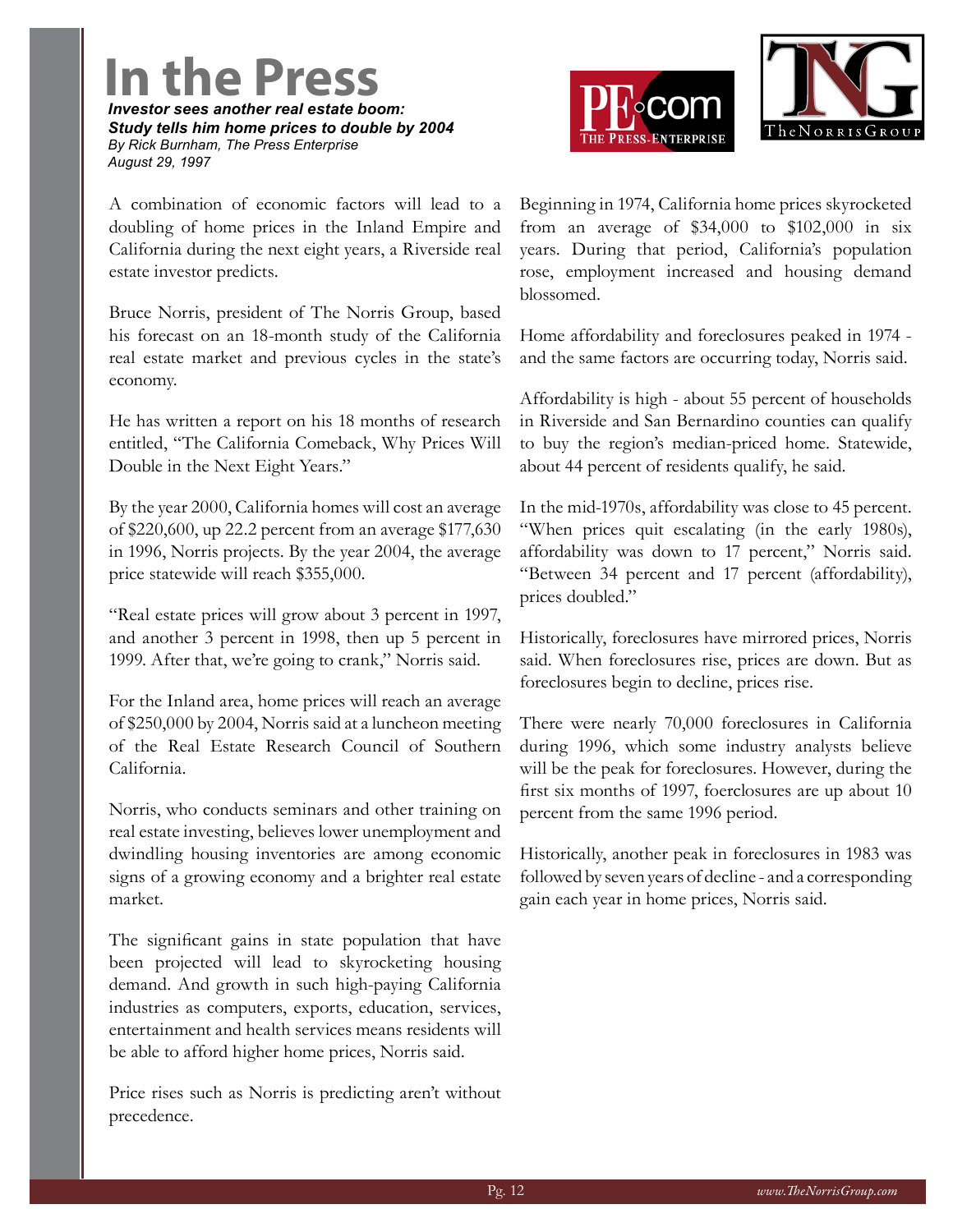# In the Press

***Investor sees another real estate boom: Study tells him home prices to double by 2004***

*By Rick Burnham, The Press Enterprise*
*August 29, 1997*

A combination of economic factors will lead to a doubling of home prices in the Inland Empire and California during the next eight years, a Riverside real estate investor predicts.

Bruce Norris, president of The Norris Group, based his forecast on an 18-month study of the California real estate market and previous cycles in the state's economy.

He has written a report on his 18 months of research entitled, "The California Comeback, Why Prices Will Double in the Next Eight Years."

By the year 2000, California homes will cost an average of $220,600, up 22.2 percent from an average $177,630 in 1996, Norris projects. By the year 2004, the average price statewide will reach $355,000.

"Real estate prices will grow about 3 percent in 1997, and another 3 percent in 1998, then up 5 percent in 1999. After that, we're going to crank," Norris said.

For the Inland area, home prices will reach an average of $250,000 by 2004, Norris said at a luncheon meeting of the Real Estate Research Council of Southern California.

Norris, who conducts seminars and other training on real estate investing, believes lower unemployment and dwindling housing inventories are among economic signs of a growing economy and a brighter real estate market.

The significant gains in state population that have been projected will lead to skyrocketing housing demand. And growth in such high-paying California industries as computers, exports, education, services, entertainment and health services means residents will be able to afford higher home prices, Norris said.

Price rises such as Norris is predicting aren't without precedence.

Beginning in 1974, California home prices skyrocketed from an average of $34,000 to $102,000 in six years. During that period, California's population rose, employment increased and housing demand blossomed.

Home affordability and foreclosures peaked in 1974 - and the same factors are occurring today, Norris said.

Affordability is high - about 55 percent of households in Riverside and San Bernardino counties can qualify to buy the region's median-priced home. Statewide, about 44 percent of residents qualify, he said.

In the mid-1970s, affordability was close to 45 percent. "When prices quit escalating (in the early 1980s), affordability was down to 17 percent," Norris said. "Between 34 percent and 17 percent (affordability), prices doubled."

Historically, foreclosures have mirrored prices, Norris said. When foreclosures rise, prices are down. But as foreclosures begin to decline, prices rise.

There were nearly 70,000 foreclosures in California during 1996, which some industry analysts believe will be the peak for foreclosures. However, during the first six months of 1997, foerclosures are up about 10 percent from the same 1996 period.

Historically, another peak in foreclosures in 1983 was followed by seven years of decline - and a corresponding gain each year in home prices, Norris said.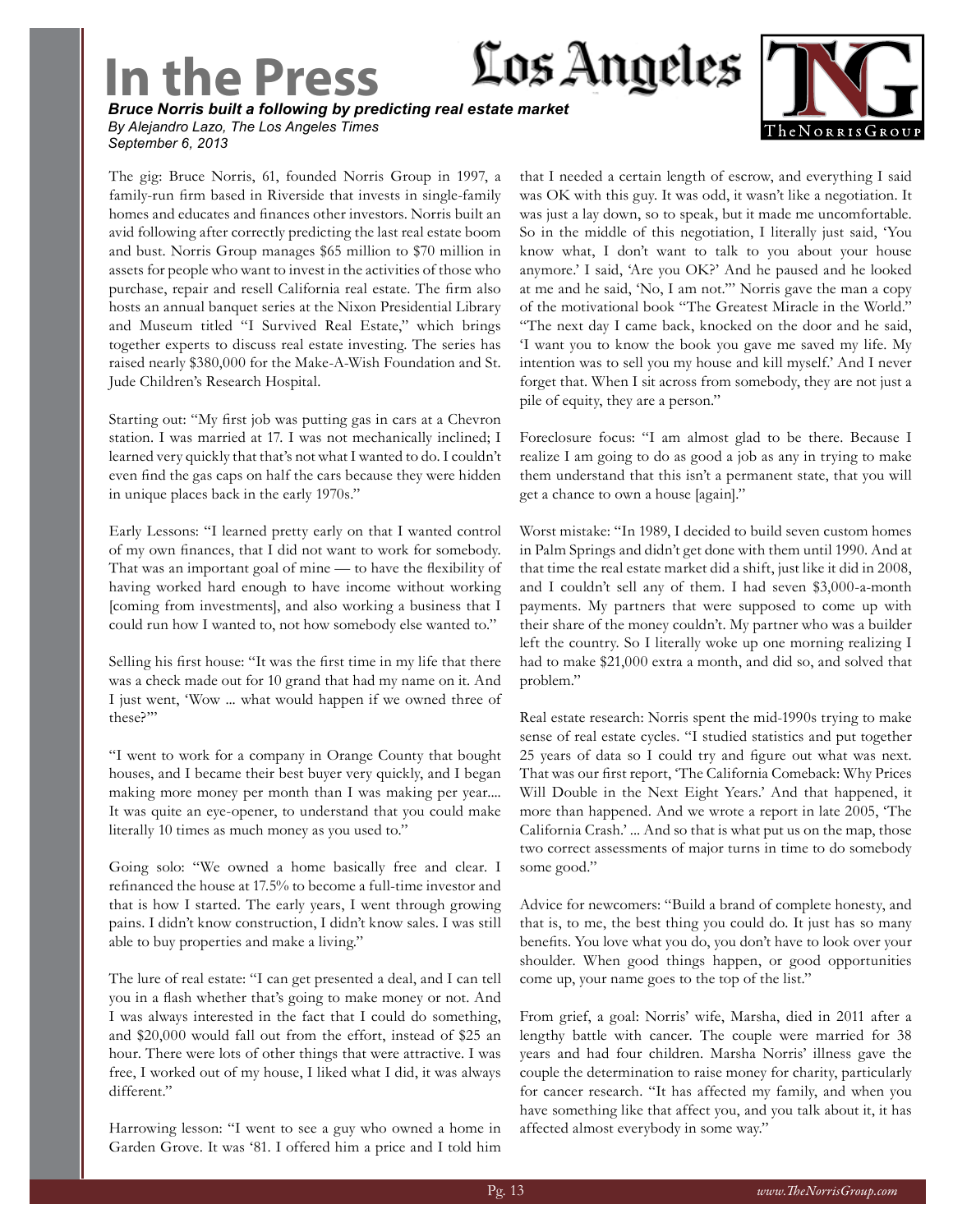# In the Press

Los Angeles

***Bruce Norris built a following by predicting real estate market***

*By Alejandro Lazo, The Los Angeles Times*

*September 6, 2013*

The gig: Bruce Norris, 61, founded Norris Group in 1997, a family-run firm based in Riverside that invests in single-family homes and educates and finances other investors. Norris built an avid following after correctly predicting the last real estate boom and bust. Norris Group manages $65 million to $70 million in assets for people who want to invest in the activities of those who purchase, repair and resell California real estate. The firm also hosts an annual banquet series at the Nixon Presidential Library and Museum titled "I Survived Real Estate," which brings together experts to discuss real estate investing. The series has raised nearly $380,000 for the Make-A-Wish Foundation and St. Jude Children's Research Hospital.

Starting out: "My first job was putting gas in cars at a Chevron station. I was married at 17. I was not mechanically inclined; I learned very quickly that that's not what I wanted to do. I couldn't even find the gas caps on half the cars because they were hidden in unique places back in the early 1970s."

Early Lessons: "I learned pretty early on that I wanted control of my own finances, that I did not want to work for somebody. That was an important goal of mine — to have the flexibility of having worked hard enough to have income without working [coming from investments], and also working a business that I could run how I wanted to, not how somebody else wanted to."

Selling his first house: "It was the first time in my life that there was a check made out for 10 grand that had my name on it. And I just went, 'Wow ... what would happen if we owned three of these?'"

"I went to work for a company in Orange County that bought houses, and I became their best buyer very quickly, and I began making more money per month than I was making per year.... It was quite an eye-opener, to understand that you could make literally 10 times as much money as you used to."

Going solo: "We owned a home basically free and clear. I refinanced the house at 17.5% to become a full-time investor and that is how I started. The early years, I went through growing pains. I didn't know construction, I didn't know sales. I was still able to buy properties and make a living."

The lure of real estate: "I can get presented a deal, and I can tell you in a flash whether that's going to make money or not. And I was always interested in the fact that I could do something, and $20,000 would fall out from the effort, instead of $25 an hour. There were lots of other things that were attractive. I was free, I worked out of my house, I liked what I did, it was always different."

Harrowing lesson: "I went to see a guy who owned a home in Garden Grove. It was '81. I offered him a price and I told him that I needed a certain length of escrow, and everything I said was OK with this guy. It was odd, it wasn't like a negotiation. It was just a lay down, so to speak, but it made me uncomfortable. So in the middle of this negotiation, I literally just said, 'You know what, I don't want to talk to you about your house anymore.' I said, 'Are you OK?' And he paused and he looked at me and he said, 'No, I am not.'" Norris gave the man a copy of the motivational book "The Greatest Miracle in the World." "The next day I came back, knocked on the door and he said, 'I want you to know the book you gave me saved my life. My intention was to sell you my house and kill myself.' And I never forget that. When I sit across from somebody, they are not just a pile of equity, they are a person."

Foreclosure focus: "I am almost glad to be there. Because I realize I am going to do as good a job as any in trying to make them understand that this isn't a permanent state, that you will get a chance to own a house [again]."

Worst mistake: "In 1989, I decided to build seven custom homes in Palm Springs and didn't get done with them until 1990. And at that time the real estate market did a shift, just like it did in 2008, and I couldn't sell any of them. I had seven $3,000-a-month payments. My partners that were supposed to come up with their share of the money couldn't. My partner who was a builder left the country. So I literally woke up one morning realizing I had to make $21,000 extra a month, and did so, and solved that problem."

Real estate research: Norris spent the mid-1990s trying to make sense of real estate cycles. "I studied statistics and put together 25 years of data so I could try and figure out what was next. That was our first report, 'The California Comeback: Why Prices Will Double in the Next Eight Years.' And that happened, it more than happened. And we wrote a report in late 2005, 'The California Crash.' ... And so that is what put us on the map, those two correct assessments of major turns in time to do somebody some good."

Advice for newcomers: "Build a brand of complete honesty, and that is, to me, the best thing you could do. It just has so many benefits. You love what you do, you don't have to look over your shoulder. When good things happen, or good opportunities come up, your name goes to the top of the list."

From grief, a goal: Norris' wife, Marsha, died in 2011 after a lengthy battle with cancer. The couple were married for 38 years and had four children. Marsha Norris' illness gave the couple the determination to raise money for charity, particularly for cancer research. "It has affected my family, and when you have something like that affect you, and you talk about it, it has affected almost everybody in some way."